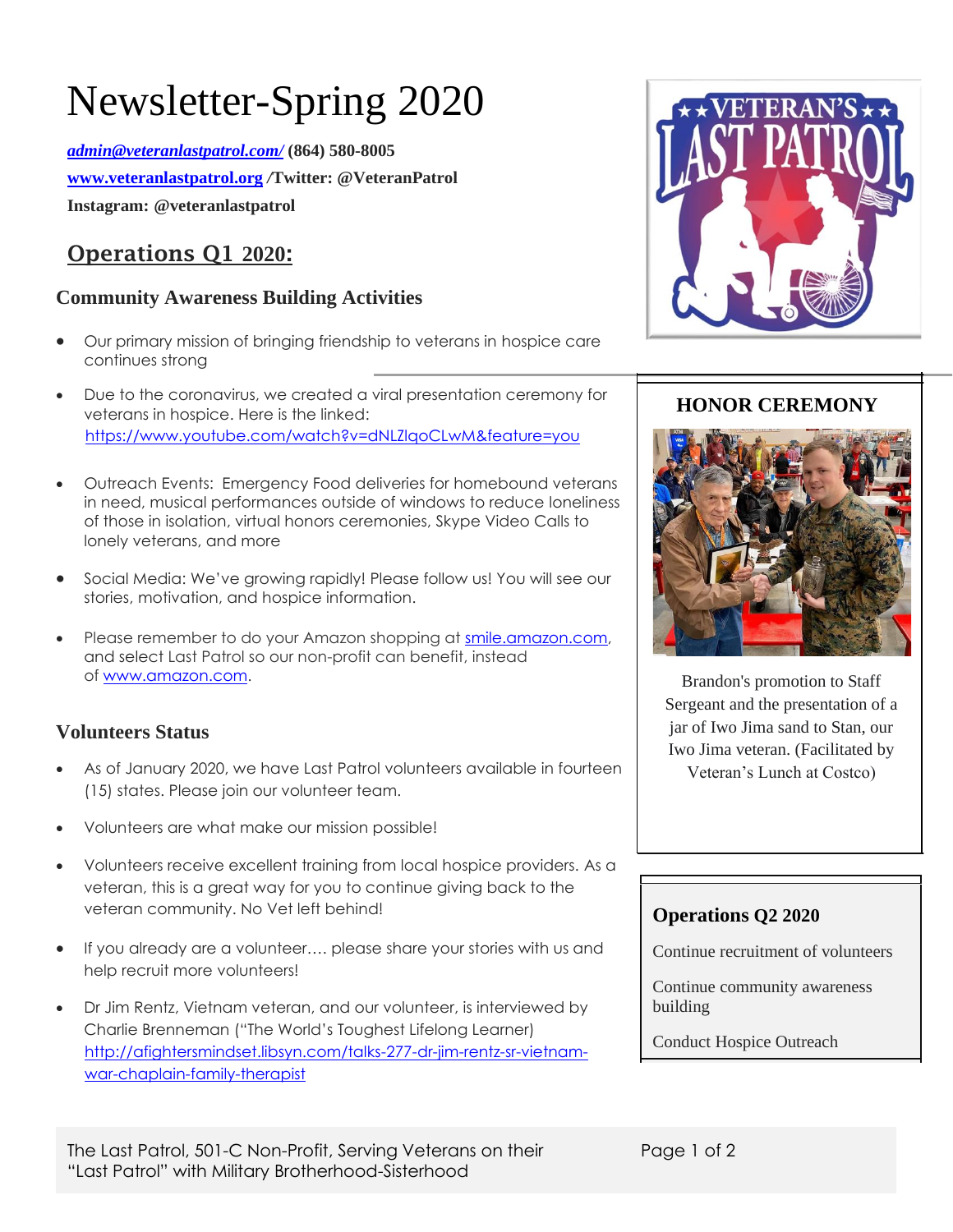# Newsletter-Spring 2020

***admin@veteranlastpatrol.com/*** **(864) 580-8005**

**www.veteranlastpatrol.org /Twitter: @VeteranPatrol**

**Instagram: @veteranlastpatrol**

## Operations Q1 2020:

### Community Awareness Building Activities

- Our primary mission of bringing friendship to veterans in hospice care continues strong
- Due to the coronavirus, we created a viral presentation ceremony for veterans in hospice. Here is the linked: https://www.youtube.com/watch?v=dNLZlqoCLwM&feature=you
- Outreach Events: Emergency Food deliveries for homebound veterans in need, musical performances outside of windows to reduce loneliness of those in isolation, virtual honors ceremonies, Skype Video Calls to lonely veterans, and more
- Social Media: We've growing rapidly! Please follow us! You will see our stories, motivation, and hospice information.
- Please remember to do your Amazon shopping at smile.amazon.com, and select Last Patrol so our non-profit can benefit, instead of www.amazon.com.

### Volunteers Status

- As of January 2020, we have Last Patrol volunteers available in fourteen (15) states. Please join our volunteer team.
- Volunteers are what make our mission possible!
- Volunteers receive excellent training from local hospice providers. As a veteran, this is a great way for you to continue giving back to the veteran community. No Vet left behind!
- If you already are a volunteer…. please share your stories with us and help recruit more volunteers!
- Dr Jim Rentz, Vietnam veteran, and our volunteer, is interviewed by Charlie Brenneman ("The World's Toughest Lifelong Learner) http://afightersmindset.libsyn.com/talks-277-dr-jim-rentz-sr-vietnam-war-chaplain-family-therapist

### HONOR CEREMONY

Brandon's promotion to Staff Sergeant and the presentation of a jar of Iwo Jima sand to Stan, our Iwo Jima veteran. (Facilitated by Veteran's Lunch at Costco)

### Operations Q2 2020

Continue recruitment of volunteers

Continue community awareness building

Conduct Hospice Outreach

The Last Patrol, 501-C Non-Profit, Serving Veterans on their "Last Patrol" with Military Brotherhood-Sisterhood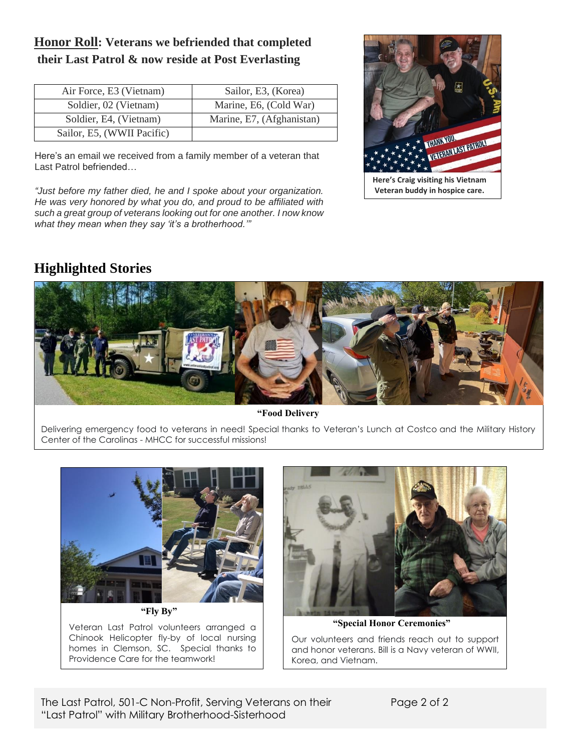## **Honor Roll**: Veterans we befriended that completed their Last Patrol & now reside at Post Everlasting

| | |
|---|---|
| Air Force, E3 (Vietnam) | Sailor, E3, (Korea) |
| Soldier, 02 (Vietnam) | Marine, E6, (Cold War) |
| Soldier, E4, (Vietnam) | Marine, E7, (Afghanistan) |
| Sailor, E5, (WWII Pacific) | |

Here's an email we received from a family member of a veteran that Last Patrol befriended…

*"Just before my father died, he and I spoke about your organization. He was very honored by what you do, and proud to be affiliated with such a great group of veterans looking out for one another. I now know what they mean when they say 'it's a brotherhood.'"*

**Here's Craig visiting his Vietnam Veteran buddy in hospice care.**

## Highlighted Stories

**"Food Delivery**

Delivering emergency food to veterans in need! Special thanks to Veteran's Lunch at Costco and the Military History Center of the Carolinas - MHCC for successful missions!

**"Fly By"**

Veteran Last Patrol volunteers arranged a Chinook Helicopter fly-by of local nursing homes in Clemson, SC. Special thanks to Providence Care for the teamwork!

**"Special Honor Ceremonies"**

Our volunteers and friends reach out to support and honor veterans. Bill is a Navy veteran of WWII, Korea, and Vietnam.

The Last Patrol, 501-C Non-Profit, Serving Veterans on their "Last Patrol" with Military Brotherhood-Sisterhood